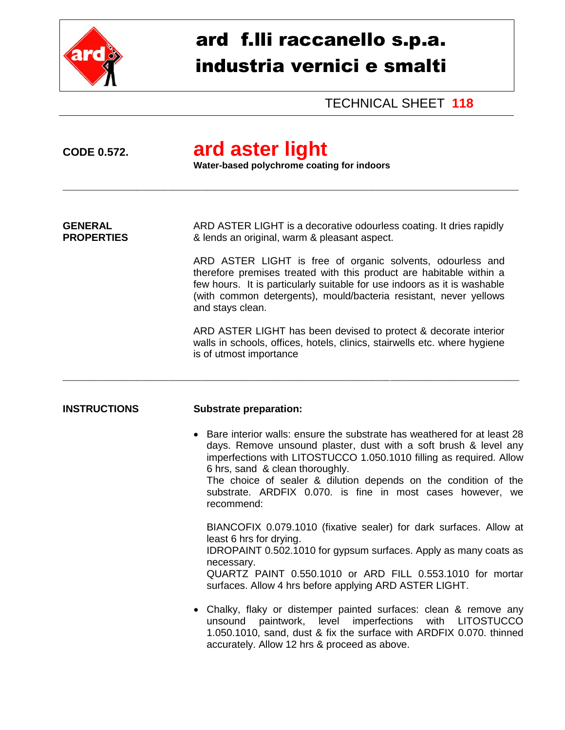# ard f.lli raccanello s.p.a.
# industria vernici e smalti

TECHNICAL SHEET **118**

---

**CODE 0.572.** 

## ard aster light

**Water-based polychrome coating for indoors**

---

**GENERAL PROPERTIES**

ARD ASTER LIGHT is a decorative odourless coating. It dries rapidly & lends an original, warm & pleasant aspect.

ARD ASTER LIGHT is free of organic solvents, odourless and therefore premises treated with this product are habitable within a few hours. It is particularly suitable for use indoors as it is washable (with common detergents), mould/bacteria resistant, never yellows and stays clean.

ARD ASTER LIGHT has been devised to protect & decorate interior walls in schools, offices, hotels, clinics, stairwells etc. where hygiene is of utmost importance

---

**INSTRUCTIONS**

**Substrate preparation:**

- Bare interior walls: ensure the substrate has weathered for at least 28 days. Remove unsound plaster, dust with a soft brush & level any imperfections with LITOSTUCCO 1.050.1010 filling as required. Allow 6 hrs, sand & clean thoroughly.
  The choice of sealer & dilution depends on the condition of the substrate. ARDFIX 0.070. is fine in most cases however, we recommend:

  BIANCOFIX 0.079.1010 (fixative sealer) for dark surfaces. Allow at least 6 hrs for drying.
  IDROPAINT 0.502.1010 for gypsum surfaces. Apply as many coats as necessary.
  QUARTZ PAINT 0.550.1010 or ARD FILL 0.553.1010 for mortar surfaces. Allow 4 hrs before applying ARD ASTER LIGHT.

- Chalky, flaky or distemper painted surfaces: clean & remove any unsound paintwork, level imperfections with LITOSTUCCO 1.050.1010, sand, dust & fix the surface with ARDFIX 0.070. thinned accurately. Allow 12 hrs & proceed as above.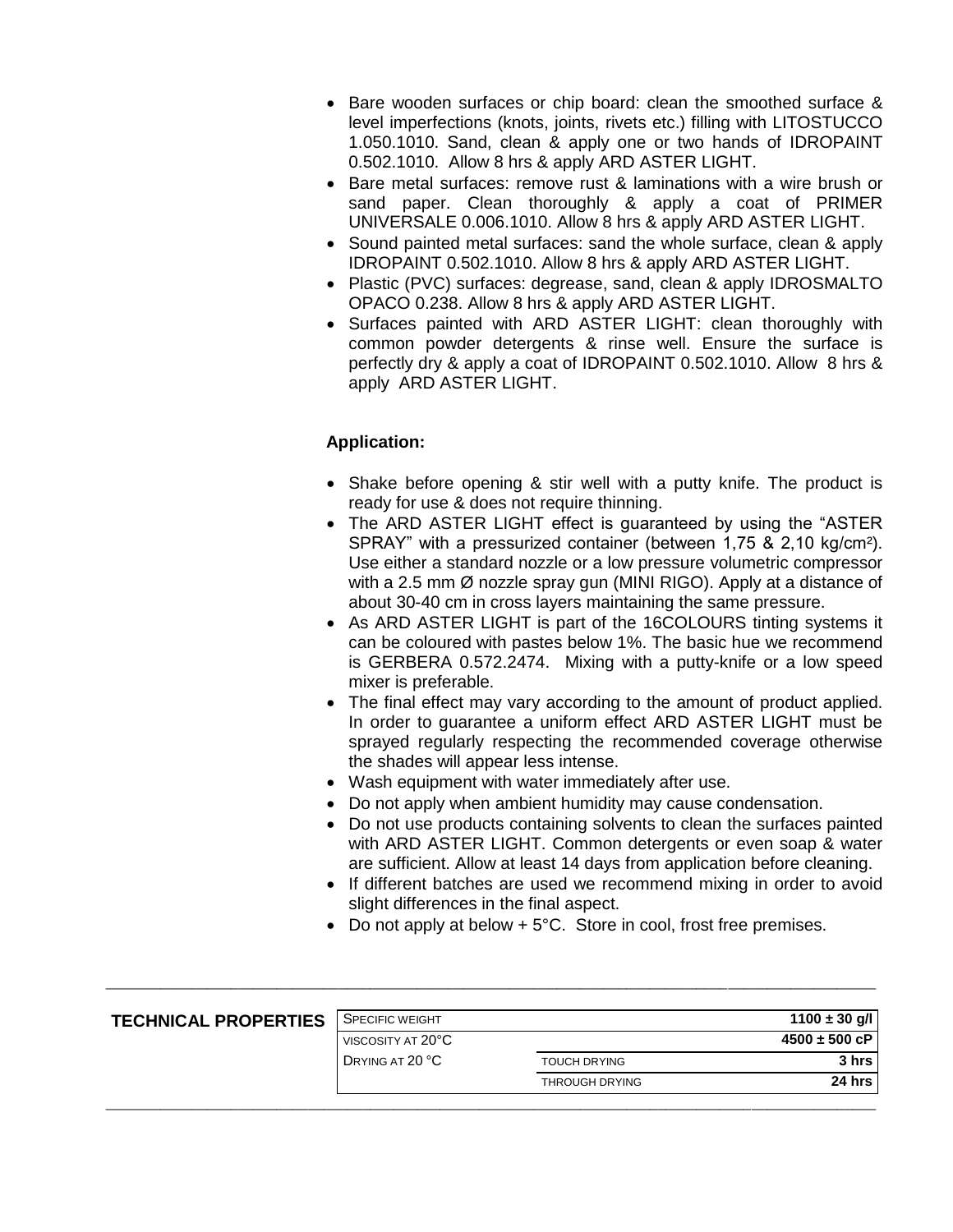- Bare wooden surfaces or chip board: clean the smoothed surface & level imperfections (knots, joints, rivets etc.) filling with LITOSTUCCO 1.050.1010. Sand, clean & apply one or two hands of IDROPAINT 0.502.1010. Allow 8 hrs & apply ARD ASTER LIGHT.
- Bare metal surfaces: remove rust & laminations with a wire brush or sand paper. Clean thoroughly & apply a coat of PRIMER UNIVERSALE 0.006.1010. Allow 8 hrs & apply ARD ASTER LIGHT.
- Sound painted metal surfaces: sand the whole surface, clean & apply IDROPAINT 0.502.1010. Allow 8 hrs & apply ARD ASTER LIGHT.
- Plastic (PVC) surfaces: degrease, sand, clean & apply IDROSMALTO OPACO 0.238. Allow 8 hrs & apply ARD ASTER LIGHT.
- Surfaces painted with ARD ASTER LIGHT: clean thoroughly with common powder detergents & rinse well. Ensure the surface is perfectly dry & apply a coat of IDROPAINT 0.502.1010. Allow 8 hrs & apply ARD ASTER LIGHT.

**Application:**

- Shake before opening & stir well with a putty knife. The product is ready for use & does not require thinning.
- The ARD ASTER LIGHT effect is guaranteed by using the “ASTER SPRAY” with a pressurized container (between 1,75 & 2,10 kg/cm²). Use either a standard nozzle or a low pressure volumetric compressor with a 2.5 mm Ø nozzle spray gun (MINI RIGO). Apply at a distance of about 30-40 cm in cross layers maintaining the same pressure.
- As ARD ASTER LIGHT is part of the 16COLOURS tinting systems it can be coloured with pastes below 1%. The basic hue we recommend is GERBERA 0.572.2474. Mixing with a putty-knife or a low speed mixer is preferable.
- The final effect may vary according to the amount of product applied. In order to guarantee a uniform effect ARD ASTER LIGHT must be sprayed regularly respecting the recommended coverage otherwise the shades will appear less intense.
- Wash equipment with water immediately after use.
- Do not apply when ambient humidity may cause condensation.
- Do not use products containing solvents to clean the surfaces painted with ARD ASTER LIGHT. Common detergents or even soap & water are sufficient. Allow at least 14 days from application before cleaning.
- If different batches are used we recommend mixing in order to avoid slight differences in the final aspect.
- Do not apply at below + 5°C. Store in cool, frost free premises.

**TECHNICAL PROPERTIES**

| | | |
|---|---|---|
| Specific weight | | **1100 ± 30 g/l** |
| Viscosity at 20°C | | **4500 ± 500 cP** |
| Drying at 20 °C | Touch drying | **3 hrs** |
| | Through drying | **24 hrs** |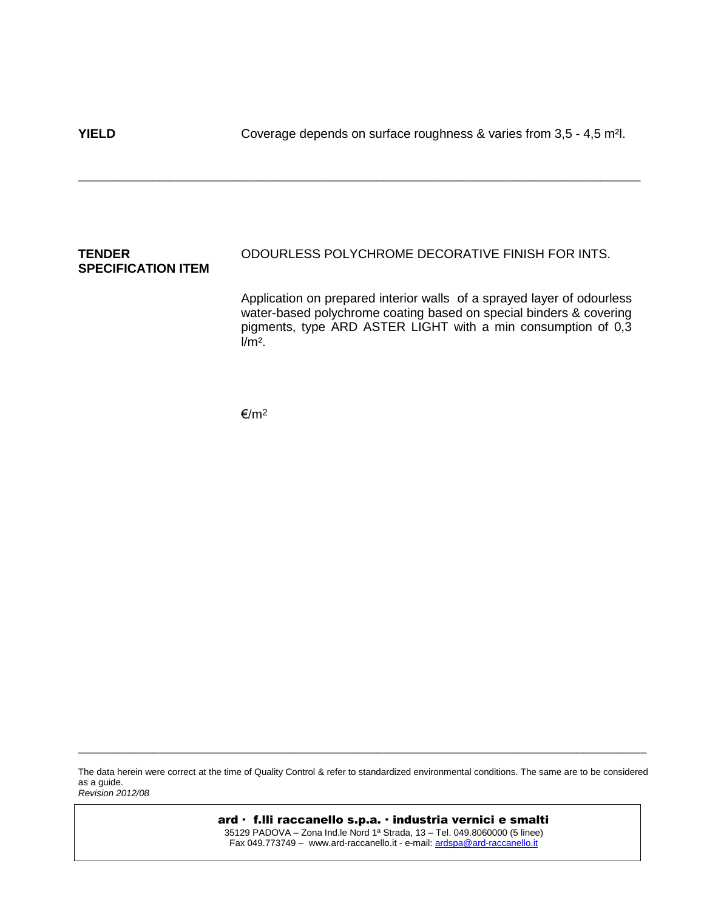**YIELD** Coverage depends on surface roughness & varies from 3,5 - 4,5 m²l.

---

**TENDER SPECIFICATION ITEM**

ODOURLESS POLYCHROME DECORATIVE FINISH FOR INTS.

Application on prepared interior walls of a sprayed layer of odourless water-based polychrome coating based on special binders & covering pigments, type ARD ASTER LIGHT with a min consumption of 0,3 l/m².

€/m2

---

The data herein were correct at the time of Quality Control & refer to standardized environmental conditions. The same are to be considered as a guide.

*Revision 2012/08*

**ard · f.lli raccanello s.p.a. · industria vernici e smalti**
35129 PADOVA – Zona Ind.le Nord 1ª Strada, 13 – Tel. 049.8060000 (5 linee)
Fax 049.773749 – www.ard-raccanello.it - e-mail: ardspa@ard-raccanello.it